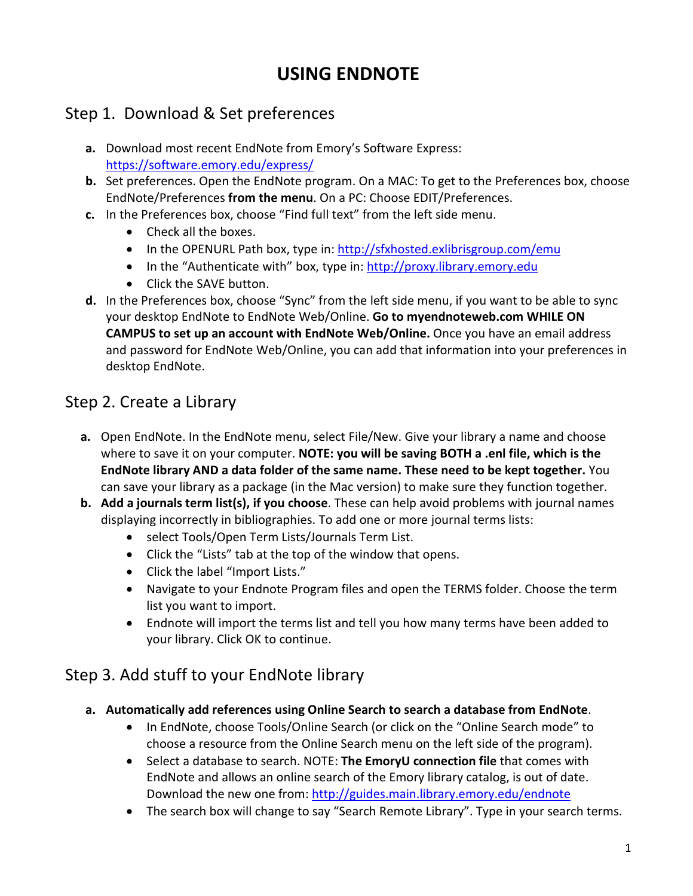# USING ENDNOTE

## Step 1. Download & Set preferences

a. Download most recent EndNote from Emory's Software Express: https://software.emory.edu/express/
b. Set preferences. Open the EndNote program. On a MAC: To get to the Preferences box, choose EndNote/Preferences **from the menu**. On a PC: Choose EDIT/Preferences.
c. In the Preferences box, choose "Find full text" from the left side menu.
    - Check all the boxes.
    - In the OPENURL Path box, type in: http://sfxhosted.exlibrisgroup.com/emu
    - In the "Authenticate with" box, type in: http://proxy.library.emory.edu
    - Click the SAVE button.
d. In the Preferences box, choose "Sync" from the left side menu, if you want to be able to sync your desktop EndNote to EndNote Web/Online. **Go to myendnoteweb.com WHILE ON CAMPUS to set up an account with EndNote Web/Online.** Once you have an email address and password for EndNote Web/Online, you can add that information into your preferences in desktop EndNote.

## Step 2. Create a Library

a. Open EndNote. In the EndNote menu, select File/New. Give your library a name and choose where to save it on your computer. **NOTE: you will be saving BOTH a .enl file, which is the EndNote library AND a data folder of the same name. These need to be kept together.** You can save your library as a package (in the Mac version) to make sure they function together.
b. **Add a journals term list(s), if you choose**. These can help avoid problems with journal names displaying incorrectly in bibliographies. To add one or more journal terms lists:
    - select Tools/Open Term Lists/Journals Term List.
    - Click the "Lists" tab at the top of the window that opens.
    - Click the label "Import Lists."
    - Navigate to your Endnote Program files and open the TERMS folder. Choose the term list you want to import.
    - Endnote will import the terms list and tell you how many terms have been added to your library. Click OK to continue.

## Step 3. Add stuff to your EndNote library

a. **Automatically add references using Online Search to search a database from EndNote**.
    - In EndNote, choose Tools/Online Search (or click on the "Online Search mode" to choose a resource from the Online Search menu on the left side of the program).
    - Select a database to search. NOTE: **The EmoryU connection file** that comes with EndNote and allows an online search of the Emory library catalog, is out of date. Download the new one from: http://guides.main.library.emory.edu/endnote
    - The search box will change to say "Search Remote Library". Type in your search terms.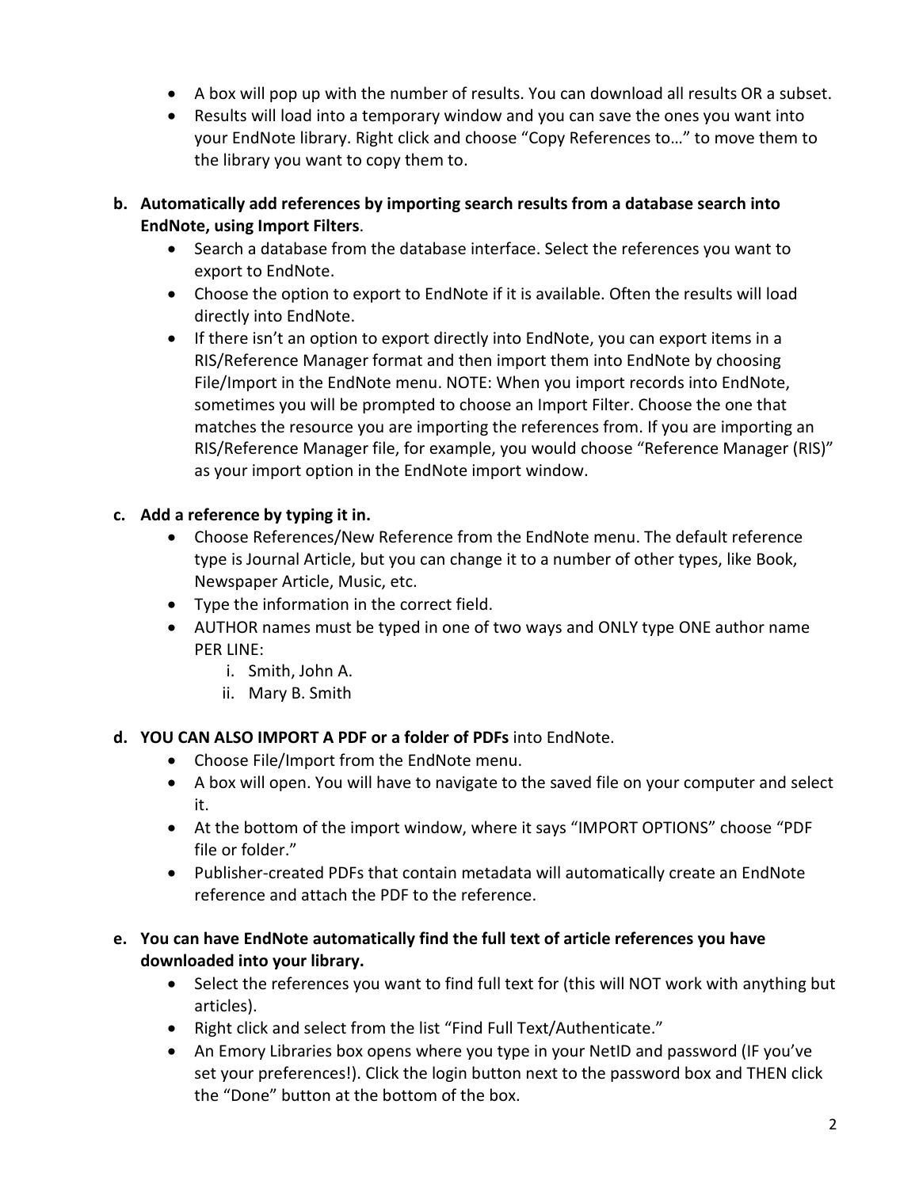- A box will pop up with the number of results. You can download all results OR a subset.
- Results will load into a temporary window and you can save the ones you want into your EndNote library. Right click and choose "Copy References to…" to move them to the library you want to copy them to.

**b. Automatically add references by importing search results from a database search into EndNote, using Import Filters**.

- Search a database from the database interface. Select the references you want to export to EndNote.
- Choose the option to export to EndNote if it is available. Often the results will load directly into EndNote.
- If there isn't an option to export directly into EndNote, you can export items in a RIS/Reference Manager format and then import them into EndNote by choosing File/Import in the EndNote menu. NOTE: When you import records into EndNote, sometimes you will be prompted to choose an Import Filter. Choose the one that matches the resource you are importing the references from. If you are importing an RIS/Reference Manager file, for example, you would choose "Reference Manager (RIS)" as your import option in the EndNote import window.

**c. Add a reference by typing it in.**

- Choose References/New Reference from the EndNote menu. The default reference type is Journal Article, but you can change it to a number of other types, like Book, Newspaper Article, Music, etc.
- Type the information in the correct field.
- AUTHOR names must be typed in one of two ways and ONLY type ONE author name PER LINE:
  - i. Smith, John A.
  - ii. Mary B. Smith

**d. YOU CAN ALSO IMPORT A PDF or a folder of PDFs** into EndNote.

- Choose File/Import from the EndNote menu.
- A box will open. You will have to navigate to the saved file on your computer and select it.
- At the bottom of the import window, where it says "IMPORT OPTIONS" choose "PDF file or folder."
- Publisher-created PDFs that contain metadata will automatically create an EndNote reference and attach the PDF to the reference.

**e. You can have EndNote automatically find the full text of article references you have downloaded into your library.**

- Select the references you want to find full text for (this will NOT work with anything but articles).
- Right click and select from the list "Find Full Text/Authenticate."
- An Emory Libraries box opens where you type in your NetID and password (IF you've set your preferences!). Click the login button next to the password box and THEN click the "Done" button at the bottom of the box.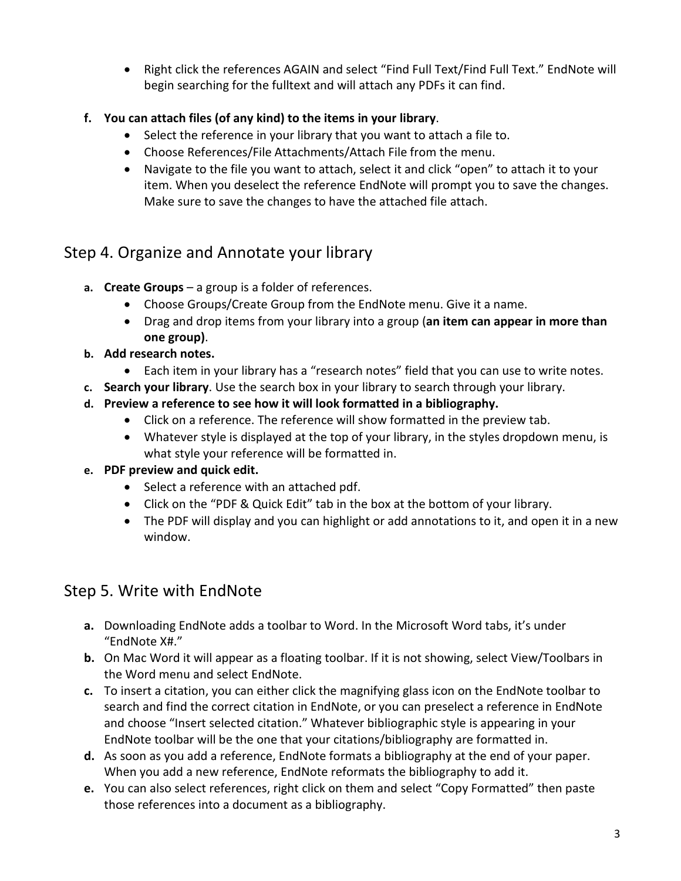- Right click the references AGAIN and select "Find Full Text/Find Full Text." EndNote will begin searching for the fulltext and will attach any PDFs it can find.

**f. You can attach files (of any kind) to the items in your library**.
- Select the reference in your library that you want to attach a file to.
- Choose References/File Attachments/Attach File from the menu.
- Navigate to the file you want to attach, select it and click "open" to attach it to your item. When you deselect the reference EndNote will prompt you to save the changes. Make sure to save the changes to have the attached file attach.

## Step 4. Organize and Annotate your library

**a. Create Groups** – a group is a folder of references.
- Choose Groups/Create Group from the EndNote menu. Give it a name.
- Drag and drop items from your library into a group (**an item can appear in more than one group)**.

**b. Add research notes.**
- Each item in your library has a "research notes" field that you can use to write notes.

**c. Search your library**. Use the search box in your library to search through your library.

**d. Preview a reference to see how it will look formatted in a bibliography.**
- Click on a reference. The reference will show formatted in the preview tab.
- Whatever style is displayed at the top of your library, in the styles dropdown menu, is what style your reference will be formatted in.

**e. PDF preview and quick edit.**
- Select a reference with an attached pdf.
- Click on the "PDF & Quick Edit" tab in the box at the bottom of your library.
- The PDF will display and you can highlight or add annotations to it, and open it in a new window.

## Step 5. Write with EndNote

**a.** Downloading EndNote adds a toolbar to Word. In the Microsoft Word tabs, it's under "EndNote X#."

**b.** On Mac Word it will appear as a floating toolbar. If it is not showing, select View/Toolbars in the Word menu and select EndNote.

**c.** To insert a citation, you can either click the magnifying glass icon on the EndNote toolbar to search and find the correct citation in EndNote, or you can preselect a reference in EndNote and choose "Insert selected citation." Whatever bibliographic style is appearing in your EndNote toolbar will be the one that your citations/bibliography are formatted in.

**d.** As soon as you add a reference, EndNote formats a bibliography at the end of your paper. When you add a new reference, EndNote reformats the bibliography to add it.

**e.** You can also select references, right click on them and select "Copy Formatted" then paste those references into a document as a bibliography.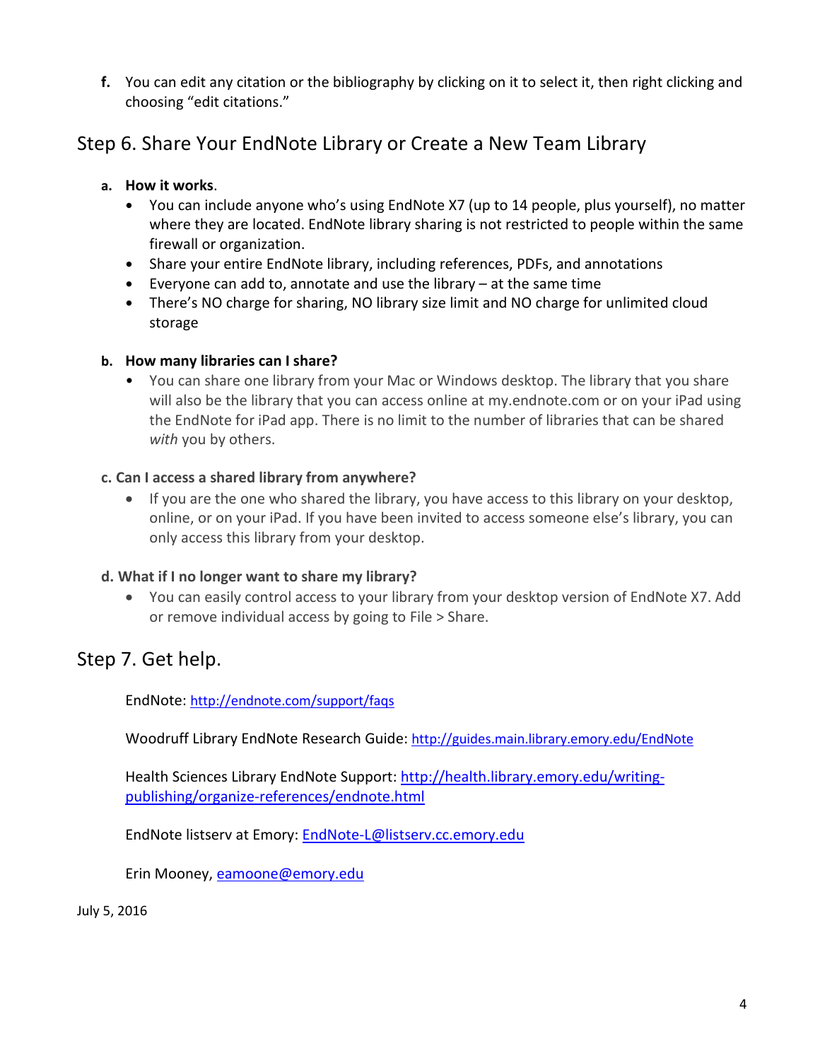f. You can edit any citation or the bibliography by clicking on it to select it, then right clicking and choosing "edit citations."

## Step 6. Share Your EndNote Library or Create a New Team Library

a. **How it works**.

- You can include anyone who's using EndNote X7 (up to 14 people, plus yourself), no matter where they are located. EndNote library sharing is not restricted to people within the same firewall or organization.
- Share your entire EndNote library, including references, PDFs, and annotations
- Everyone can add to, annotate and use the library – at the same time
- There's NO charge for sharing, NO library size limit and NO charge for unlimited cloud storage

b. **How many libraries can I share?**

- You can share one library from your Mac or Windows desktop. The library that you share will also be the library that you can access online at my.endnote.com or on your iPad using the EndNote for iPad app. There is no limit to the number of libraries that can be shared *with* you by others.

c. **Can I access a shared library from anywhere?**

- If you are the one who shared the library, you have access to this library on your desktop, online, or on your iPad. If you have been invited to access someone else's library, you can only access this library from your desktop.

d. **What if I no longer want to share my library?**

- You can easily control access to your library from your desktop version of EndNote X7. Add or remove individual access by going to File > Share.

## Step 7. Get help.

EndNote: http://endnote.com/support/faqs

Woodruff Library EndNote Research Guide: http://guides.main.library.emory.edu/EndNote

Health Sciences Library EndNote Support: http://health.library.emory.edu/writing-publishing/organize-references/endnote.html

EndNote listserv at Emory: EndNote-L@listserv.cc.emory.edu

Erin Mooney, eamoone@emory.edu

July 5, 2016